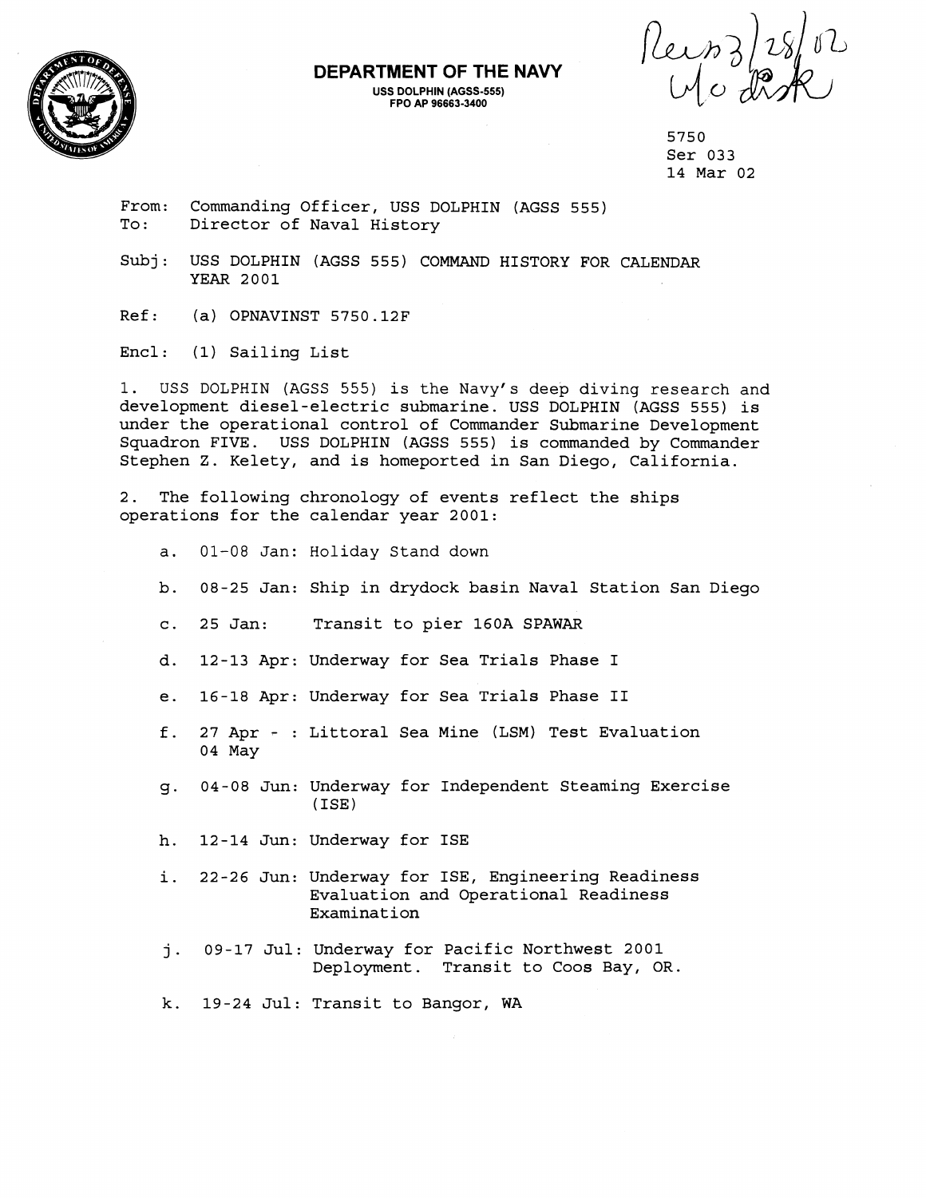**DEPARTMENT OF THE NAVY**
USS DOLPHIN (AGSS-555)
FPO AP 96663-3400

Recv 3/28/02
w/o disk

5750
Ser 033
14 Mar 02

From: Commanding Officer, USS DOLPHIN (AGSS 555)
To: Director of Naval History

Subj: USS DOLPHIN (AGSS 555) COMMAND HISTORY FOR CALENDAR YEAR 2001

Ref: (a) OPNAVINST 5750.12F

Encl: (1) Sailing List

1. USS DOLPHIN (AGSS 555) is the Navy's deep diving research and development diesel-electric submarine. USS DOLPHIN (AGSS 555) is under the operational control of Commander Submarine Development Squadron FIVE. USS DOLPHIN (AGSS 555) is commanded by Commander Stephen Z. Kelety, and is homeported in San Diego, California.

2. The following chronology of events reflect the ships operations for the calendar year 2001:

   a. 01-08 Jan: Holiday Stand down

   b. 08-25 Jan: Ship in drydock basin Naval Station San Diego

   c. 25 Jan: Transit to pier 160A SPAWAR

   d. 12-13 Apr: Underway for Sea Trials Phase I

   e. 16-18 Apr: Underway for Sea Trials Phase II

   f. 27 Apr - 04 May: Littoral Sea Mine (LSM) Test Evaluation

   g. 04-08 Jun: Underway for Independent Steaming Exercise (ISE)

   h. 12-14 Jun: Underway for ISE

   i. 22-26 Jun: Underway for ISE, Engineering Readiness Evaluation and Operational Readiness Examination

   j. 09-17 Jul: Underway for Pacific Northwest 2001 Deployment. Transit to Coos Bay, OR.

   k. 19-24 Jul: Transit to Bangor, WA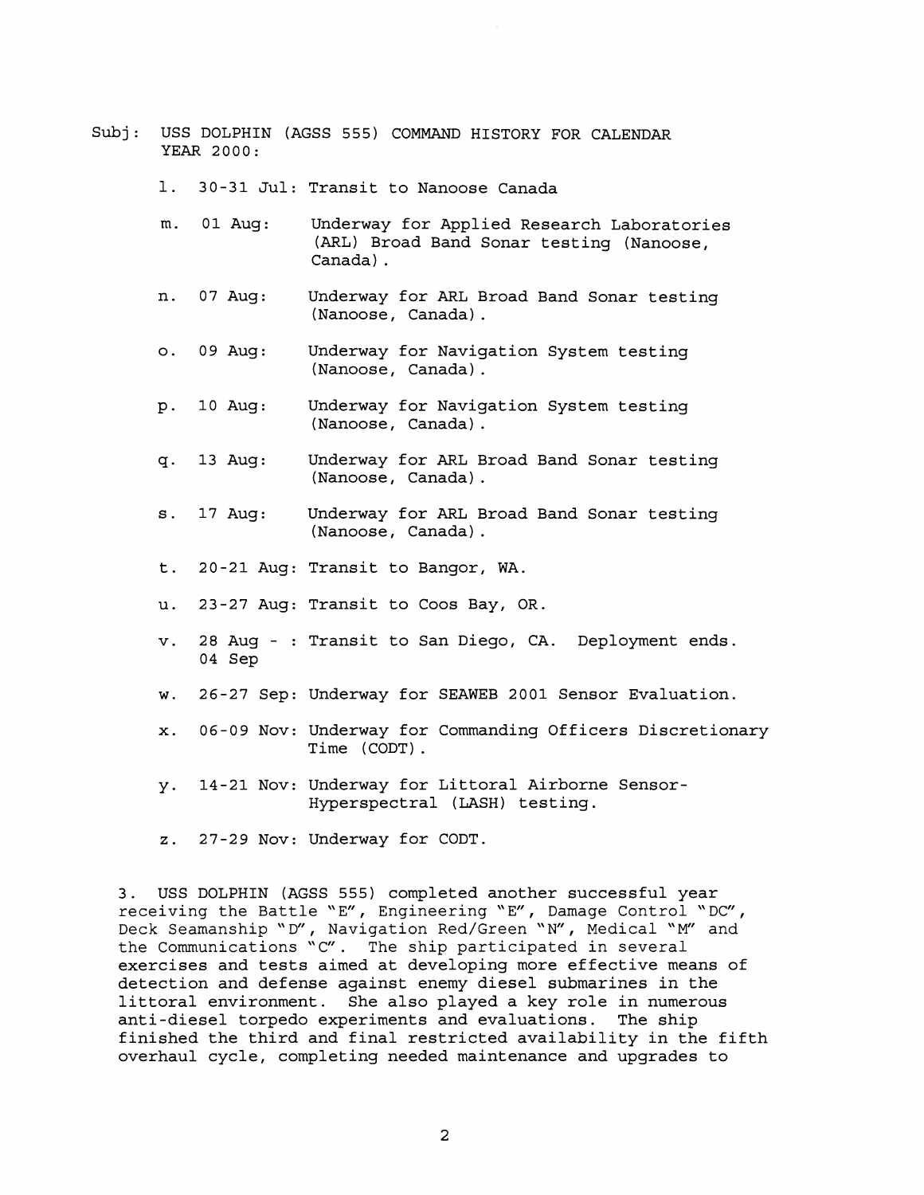Subj: USS DOLPHIN (AGSS 555) COMMAND HISTORY FOR CALENDAR YEAR 2000:

l. 30-31 Jul: Transit to Nanoose Canada

m. 01 Aug: Underway for Applied Research Laboratories (ARL) Broad Band Sonar testing (Nanoose, Canada).

n. 07 Aug: Underway for ARL Broad Band Sonar testing (Nanoose, Canada).

o. 09 Aug: Underway for Navigation System testing (Nanoose, Canada).

p. 10 Aug: Underway for Navigation System testing (Nanoose, Canada).

q. 13 Aug: Underway for ARL Broad Band Sonar testing (Nanoose, Canada).

s. 17 Aug: Underway for ARL Broad Band Sonar testing (Nanoose, Canada).

t. 20-21 Aug: Transit to Bangor, WA.

u. 23-27 Aug: Transit to Coos Bay, OR.

v. 28 Aug - 04 Sep: Transit to San Diego, CA. Deployment ends.

w. 26-27 Sep: Underway for SEAWEB 2001 Sensor Evaluation.

x. 06-09 Nov: Underway for Commanding Officers Discretionary Time (CODT).

y. 14-21 Nov: Underway for Littoral Airborne Sensor-Hyperspectral (LASH) testing.

z. 27-29 Nov: Underway for CODT.

3. USS DOLPHIN (AGSS 555) completed another successful year receiving the Battle "E", Engineering "E", Damage Control "DC", Deck Seamanship "D", Navigation Red/Green "N", Medical "M" and the Communications "C". The ship participated in several exercises and tests aimed at developing more effective means of detection and defense against enemy diesel submarines in the littoral environment. She also played a key role in numerous anti-diesel torpedo experiments and evaluations. The ship finished the third and final restricted availability in the fifth overhaul cycle, completing needed maintenance and upgrades to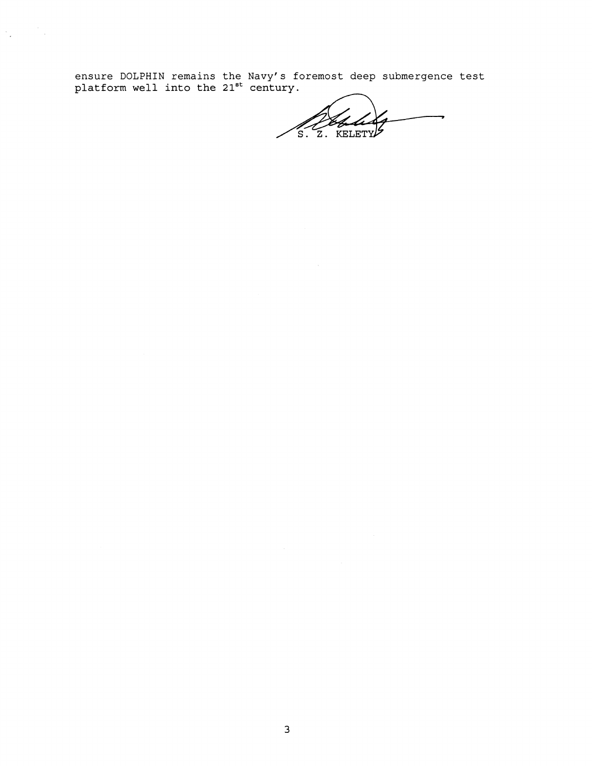ensure DOLPHIN remains the Navy's foremost deep submergence test platform well into the 21st century.

S. Z. KELETY